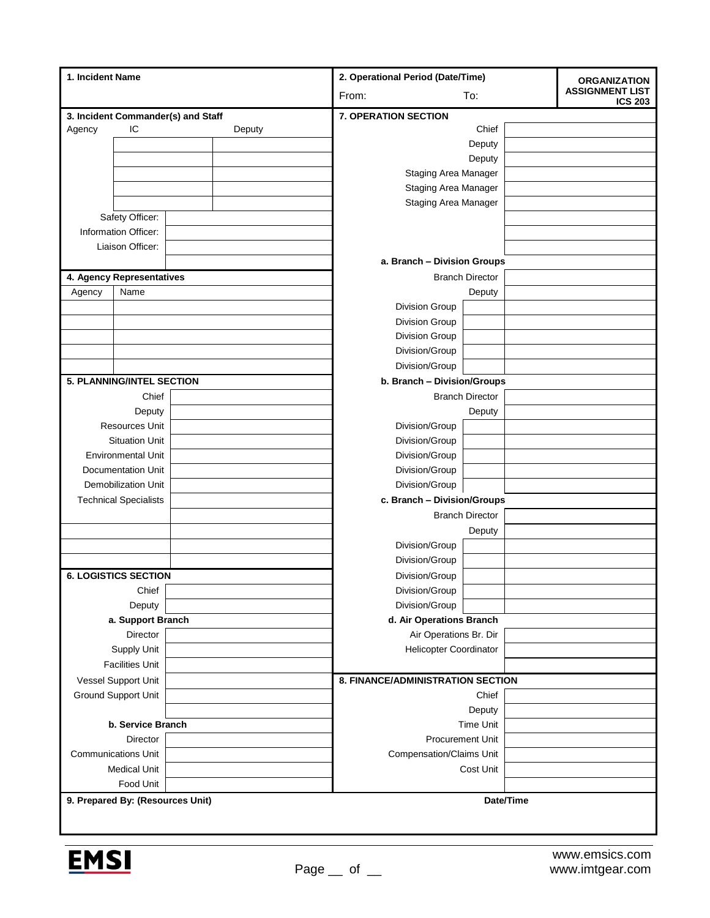| 1. Incident Name | 2. Operational Period (Date/Time) | | ORGANIZATION ASSIGNMENT LIST ICS 203 |
|---|---|---|---|
| | From: | To: | |

## 3. Incident Commander(s) and Staff

| Agency | IC | Deputy |
|---|---|---|
| | | |
| | | |
| | | |
| | | |

| | |
|---|---|
| Safety Officer: | |
| Information Officer: | |
| Liaison Officer: | |
| | |

## 4. Agency Representatives

| Agency | Name |
|---|---|
| | |
| | |
| | |
| | |
| | |

## 5. PLANNING/INTEL SECTION

| | |
|---|---|
| Chief | |
| Deputy | |
| Resources Unit | |
| Situation Unit | |
| Environmental Unit | |
| Documentation Unit | |
| Demobilization Unit | |
| Technical Specialists | |
| | |
| | |
| | |
| | |

## 6. LOGISTICS SECTION

| | |
|---|---|
| Chief | |
| Deputy | |

**a. Support Branch**

| | |
|---|---|
| Director | |
| Supply Unit | |
| Facilities Unit | |
| Vessel Support Unit | |
| Ground Support Unit | |
| | |

**b. Service Branch**

| | |
|---|---|
| Director | |
| Communications Unit | |
| Medical Unit | |
| Food Unit | |

## 7. OPERATION SECTION

| | |
|---|---|
| Chief | |
| Deputy | |
| Deputy | |
| Staging Area Manager | |
| Staging Area Manager | |
| Staging Area Manager | |
| | |
| | |
| | |

**a. Branch – Division Groups**

| | | |
|---|---|---|
| Branch Director | | |
| Deputy | | |
| Division Group | | |
| Division Group | | |
| Division Group | | |
| Division/Group | | |
| Division/Group | | |

**b. Branch – Division/Groups**

| | | |
|---|---|---|
| Branch Director | | |
| Deputy | | |
| Division/Group | | |
| Division/Group | | |
| Division/Group | | |
| Division/Group | | |
| Division/Group | | |

**c. Branch – Division/Groups**

| | | |
|---|---|---|
| Branch Director | | |
| Deputy | | |
| Division/Group | | |
| Division/Group | | |
| Division/Group | | |
| Division/Group | | |
| Division/Group | | |

**d. Air Operations Branch**

| | |
|---|---|
| Air Operations Br. Dir | |
| Helicopter Coordinator | |
| | |

## 8. FINANCE/ADMINISTRATION SECTION

| | |
|---|---|
| Chief | |
| Deputy | |
| Time Unit | |
| Procurement Unit | |
| Compensation/Claims Unit | |
| Cost Unit | |
| | |

| 9. Prepared By: (Resources Unit) | Date/Time |
|---|---|
| | |

EMSI

www.emsics.com
www.imtgear.com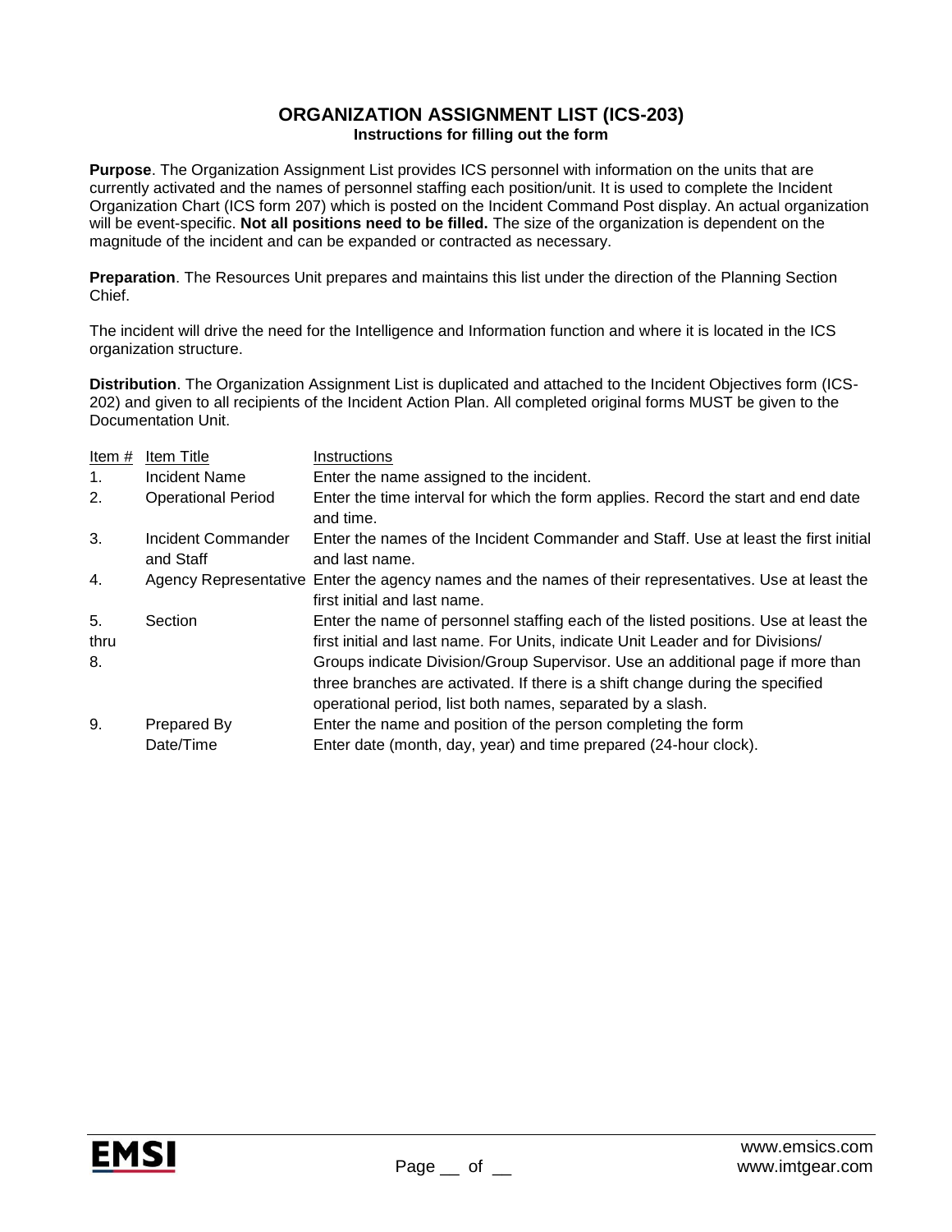## ORGANIZATION ASSIGNMENT LIST (ICS-203)

**Instructions for filling out the form**

**Purpose**. The Organization Assignment List provides ICS personnel with information on the units that are currently activated and the names of personnel staffing each position/unit. It is used to complete the Incident Organization Chart (ICS form 207) which is posted on the Incident Command Post display. An actual organization will be event-specific. **Not all positions need to be filled.** The size of the organization is dependent on the magnitude of the incident and can be expanded or contracted as necessary.

**Preparation**. The Resources Unit prepares and maintains this list under the direction of the Planning Section Chief.

The incident will drive the need for the Intelligence and Information function and where it is located in the ICS organization structure.

**Distribution**. The Organization Assignment List is duplicated and attached to the Incident Objectives form (ICS-202) and given to all recipients of the Incident Action Plan. All completed original forms MUST be given to the Documentation Unit.

| Item # | Item Title | Instructions |
|---|---|---|
| 1. | Incident Name | Enter the name assigned to the incident. |
| 2. | Operational Period | Enter the time interval for which the form applies. Record the start and end date and time. |
| 3. | Incident Commander and Staff | Enter the names of the Incident Commander and Staff. Use at least the first initial and last name. |
| 4. | Agency Representative | Enter the agency names and the names of their representatives. Use at least the first initial and last name. |
| 5. thru 8. | Section | Enter the name of personnel staffing each of the listed positions. Use at least the first initial and last name. For Units, indicate Unit Leader and for Divisions/ Groups indicate Division/Group Supervisor. Use an additional page if more than three branches are activated. If there is a shift change during the specified operational period, list both names, separated by a slash. |
| 9. | Prepared By | Enter the name and position of the person completing the form |
| | Date/Time | Enter date (month, day, year) and time prepared (24-hour clock). |

EMSI

www.emsics.com
www.imtgear.com